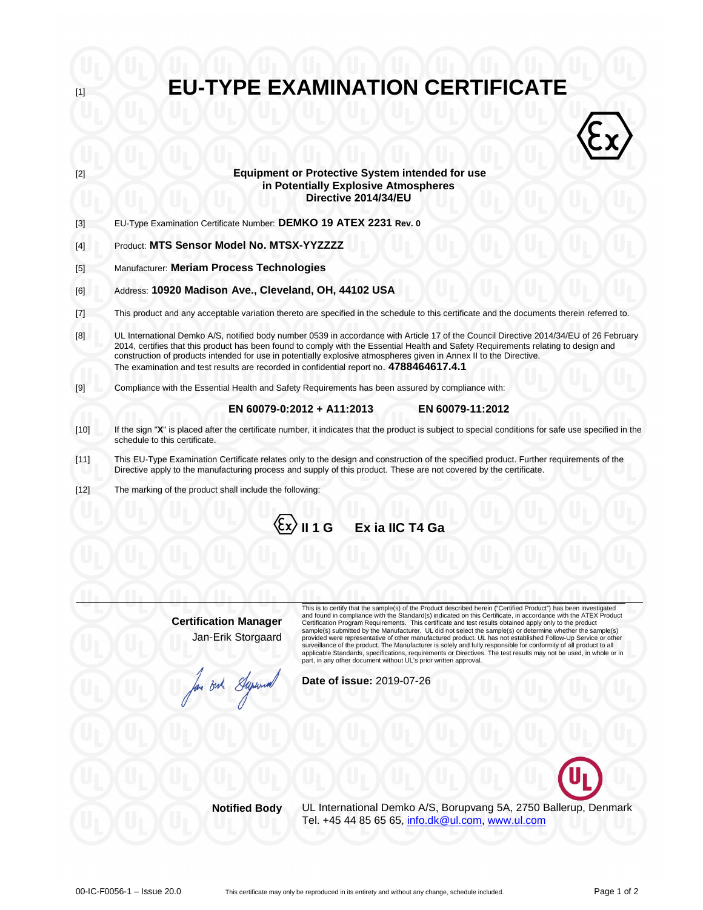[1] # EU-TYPE EXAMINATION CERTIFICATE

[2] **Equipment or Protective System intended for use in Potentially Explosive Atmospheres Directive 2014/34/EU**

[3] EU-Type Examination Certificate Number: **DEMKO 19 ATEX 2231 Rev. 0**

[4] Product: **MTS Sensor Model No. MTSX-YYZZZZ**

[5] Manufacturer: **Meriam Process Technologies**

[6] Address: **10920 Madison Ave., Cleveland, OH, 44102 USA**

[7] This product and any acceptable variation thereto are specified in the schedule to this certificate and the documents therein referred to.

[8] UL International Demko A/S, notified body number 0539 in accordance with Article 17 of the Council Directive 2014/34/EU of 26 February 2014, certifies that this product has been found to comply with the Essential Health and Safety Requirements relating to design and construction of products intended for use in potentially explosive atmospheres given in Annex II to the Directive.
The examination and test results are recorded in confidential report no. **4788464617.4.1**

[9] Compliance with the Essential Health and Safety Requirements has been assured by compliance with:

**EN 60079-0:2012 + A11:2013** **EN 60079-11:2012**

[10] If the sign "**X**" is placed after the certificate number, it indicates that the product is subject to special conditions for safe use specified in the schedule to this certificate.

[11] This EU-Type Examination Certificate relates only to the design and construction of the specified product. Further requirements of the Directive apply to the manufacturing process and supply of this product. These are not covered by the certificate.

[12] The marking of the product shall include the following:

**Ex II 1 G Ex ia IIC T4 Ga**

**Certification Manager**
Jan-Erik Storgaard

This is to certify that the sample(s) of the Product described herein ("Certified Product") has been investigated and found in compliance with the Standard(s) indicated on this Certificate, in accordance with the ATEX Product Certification Program Requirements. This certificate and test results obtained apply only to the product sample(s) submitted by the Manufacturer. UL did not select the sample(s) or determine whether the sample(s) provided were representative of other manufactured product. UL has not established Follow-Up Service or other surveillance of the product. The Manufacturer is solely and fully responsible for conformity of all product to all applicable Standards, specifications, requirements or Directives. The test results may not be used, in whole or in part, in any other document without UL's prior written approval.

**Date of issue:** 2019-07-26

**Notified Body** UL International Demko A/S, Borupvang 5A, 2750 Ballerup, Denmark
Tel. +45 44 85 65 65, info.dk@ul.com, www.ul.com

00-IC-F0056-1 – Issue 20.0 This certificate may only be reproduced in its entirety and without any change, schedule included.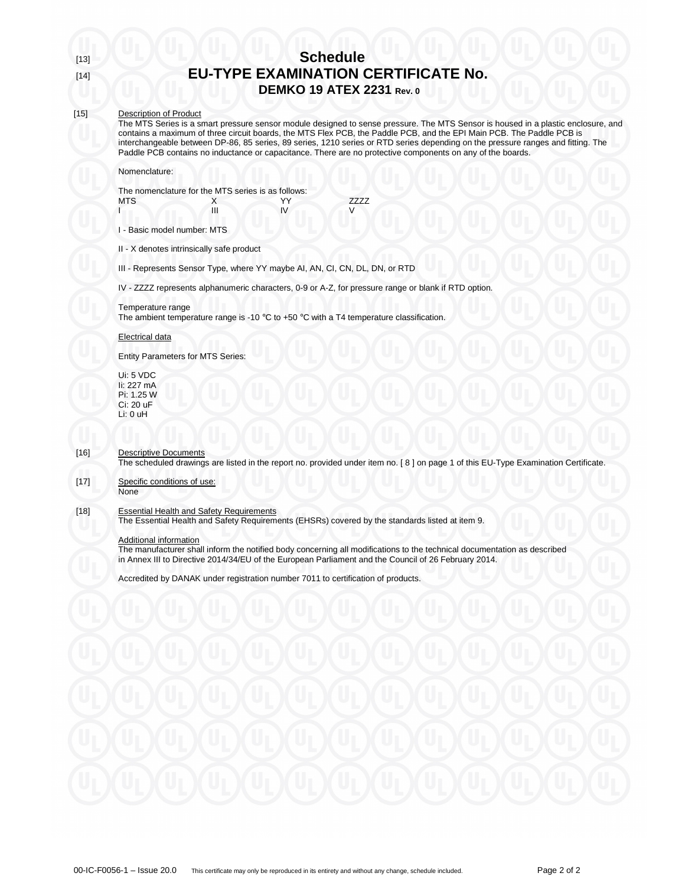[13] # Schedule

[14] # EU-TYPE EXAMINATION CERTIFICATE No.

## DEMKO 19 ATEX 2231 Rev. 0

[15] Description of Product

The MTS Series is a smart pressure sensor module designed to sense pressure. The MTS Sensor is housed in a plastic enclosure, and contains a maximum of three circuit boards, the MTS Flex PCB, the Paddle PCB, and the EPI Main PCB. The Paddle PCB is interchangeable between DP-86, 85 series, 89 series, 1210 series or RTD series depending on the pressure ranges and fitting. The Paddle PCB contains no inductance or capacitance. There are no protective components on any of the boards.

Nomenclature:

The nomenclature for the MTS series is as follows:

| | | | |
|---|---|---|---|
| MTS | X | YY | ZZZZ |
| I | III | IV | V |

I - Basic model number: MTS

II - X denotes intrinsically safe product

III - Represents Sensor Type, where YY maybe AI, AN, CI, CN, DL, DN, or RTD

IV - ZZZZ represents alphanumeric characters, 0-9 or A-Z, for pressure range or blank if RTD option.

Temperature range
The ambient temperature range is -10 °C to +50 °C with a T4 temperature classification.

Electrical data

Entity Parameters for MTS Series:

Ui: 5 VDC
Ii: 227 mA
Pi: 1.25 W
Ci: 20 uF
Li: 0 uH

[16] Descriptive Documents
The scheduled drawings are listed in the report no. provided under item no. [ 8 ] on page 1 of this EU-Type Examination Certificate.

[17] Specific conditions of use:
None

[18] Essential Health and Safety Requirements
The Essential Health and Safety Requirements (EHSRs) covered by the standards listed at item 9.

Additional information
The manufacturer shall inform the notified body concerning all modifications to the technical documentation as described in Annex III to Directive 2014/34/EU of the European Parliament and the Council of 26 February 2014.

Accredited by DANAK under registration number 7011 to certification of products.

00-IC-F0056-1 – Issue 20.0 This certificate may only be reproduced in its entirety and without any change, schedule included.